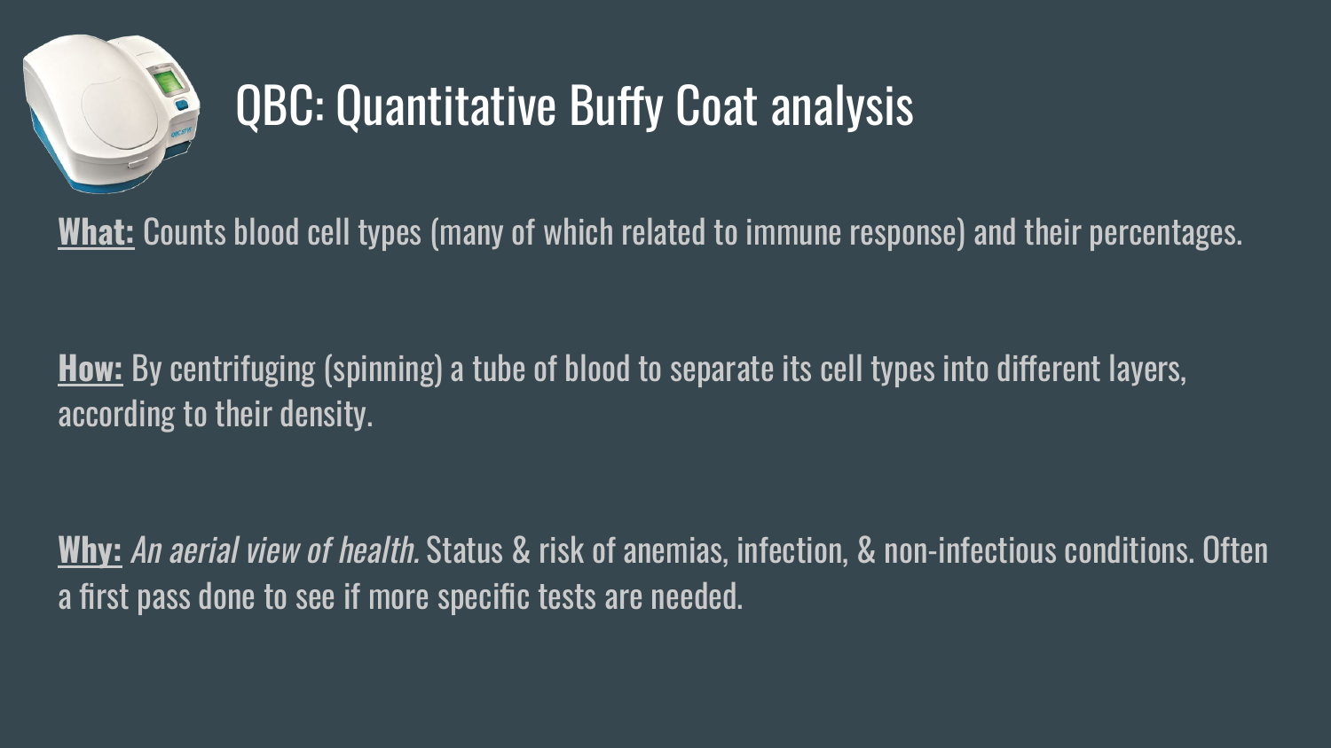# QBC: Quantitative Buffy Coat analysis

**What:** Counts blood cell types (many of which related to immune response) and their percentages.

**How:** By centrifuging (spinning) a tube of blood to separate its cell types into different layers, according to their density.

**Why:** *An aerial view of health.* Status & risk of anemias, infection, & non-infectious conditions. Often a first pass done to see if more specific tests are needed.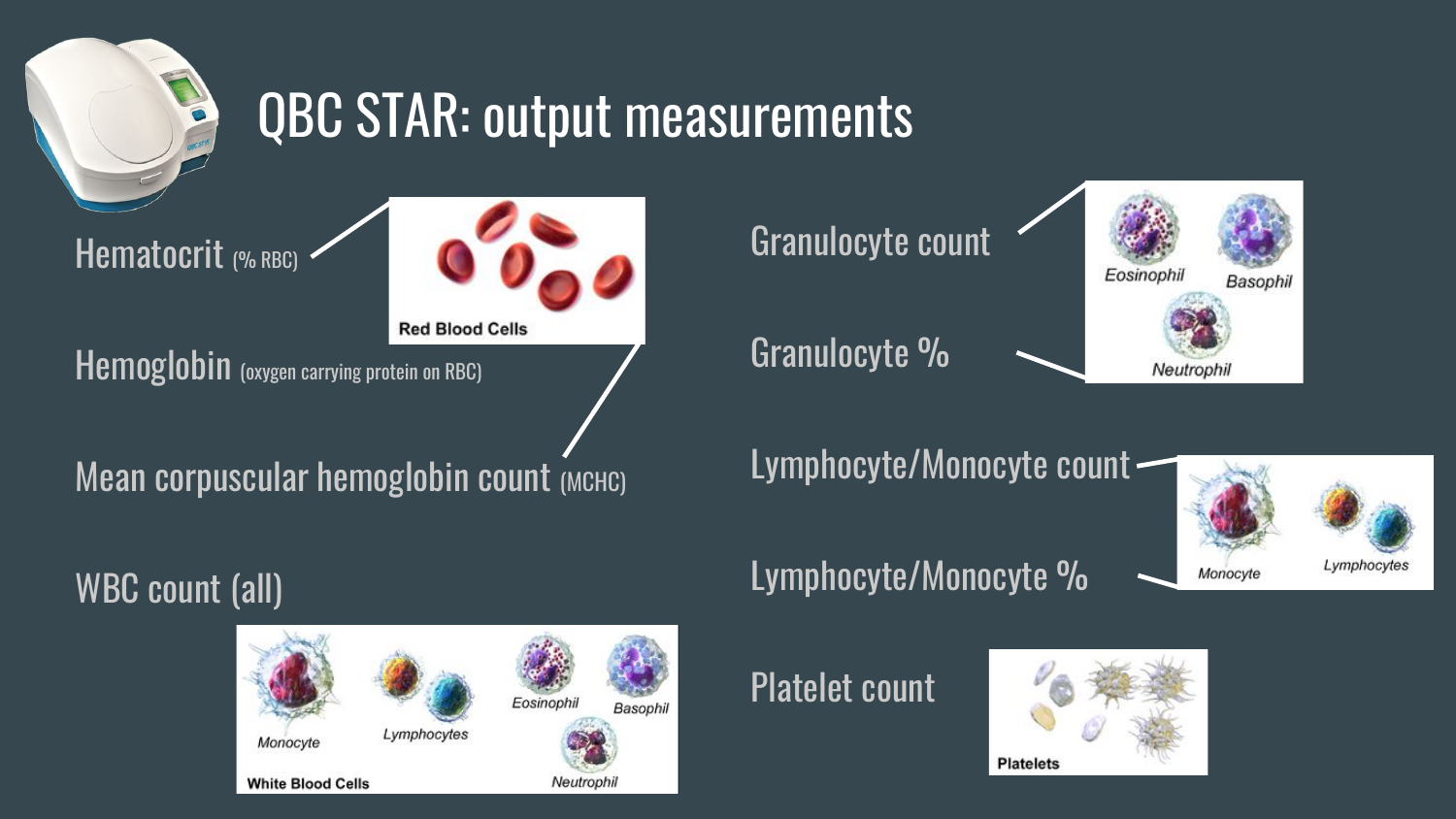# QBC STAR: output measurements

Hematocrit (% RBC)

Hemoglobin (oxygen carrying protein on RBC)

Mean corpuscular hemoglobin count (MCHC)

Red Blood Cells

WBC count (all)

Monocyte

Lymphocytes

Eosinophil

Basophil

Neutrophil

White Blood Cells

Granulocyte count

Granulocyte %

Eosinophil

Basophil

Neutrophil

Lymphocyte/Monocyte count

Lymphocyte/Monocyte %

Monocyte

Lymphocytes

Platelet count

Platelets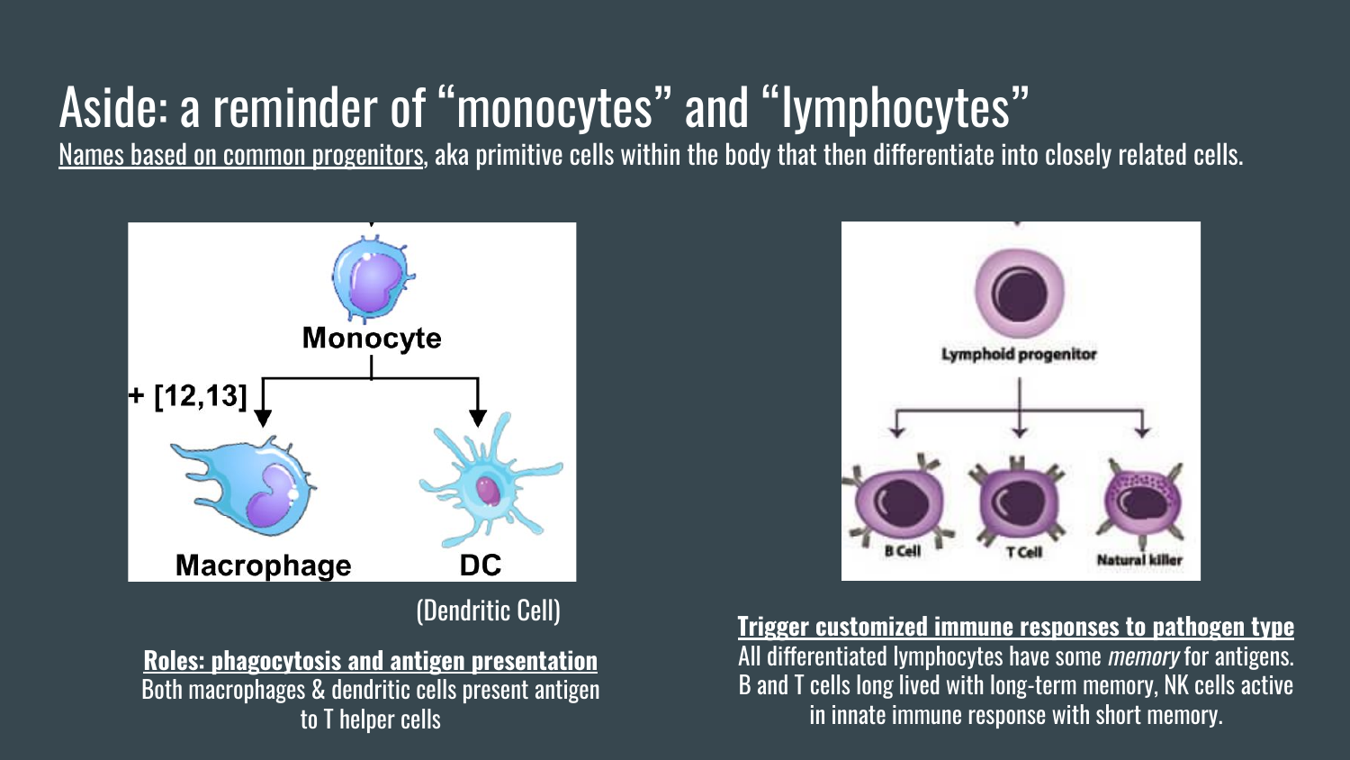# Aside: a reminder of “monocytes” and “lymphocytes”

Names based on common progenitors, aka primitive cells within the body that then differentiate into closely related cells.

Monocyte

+ [12,13]

Macrophage

DC

(Dendritic Cell)

**Roles: phagocytosis and antigen presentation**

Both macrophages & dendritic cells present antigen to T helper cells

Lymphoid progenitor

B Cell

T Cell

Natural killer

**Trigger customized immune responses to pathogen type**

All differentiated lymphocytes have some *memory* for antigens. B and T cells long lived with long-term memory, NK cells active in innate immune response with short memory.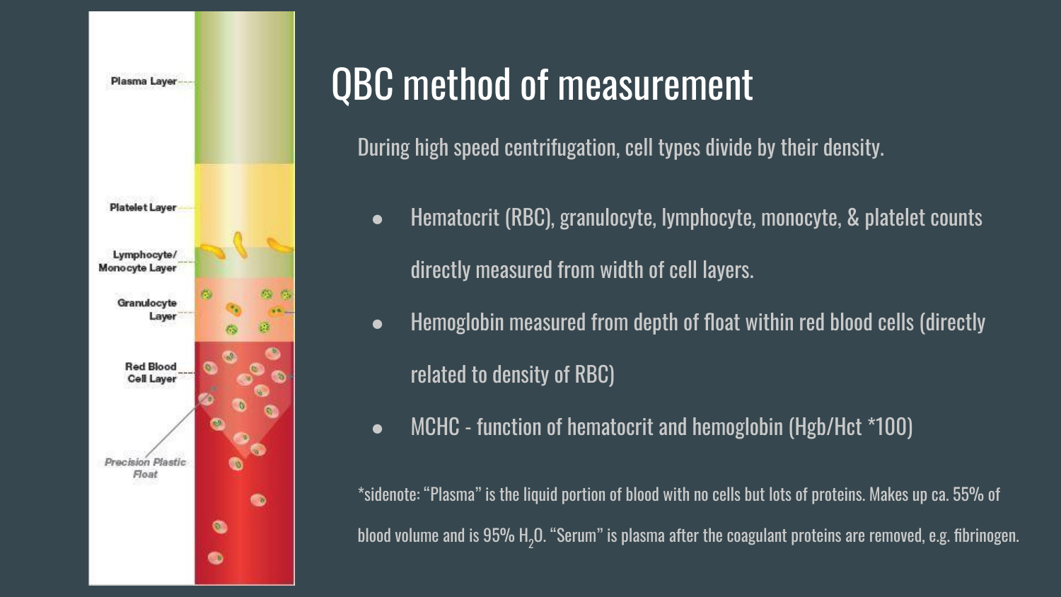# QBC method of measurement

During high speed centrifugation, cell types divide by their density.

- Hematocrit (RBC), granulocyte, lymphocyte, monocyte, & platelet counts directly measured from width of cell layers.
- Hemoglobin measured from depth of float within red blood cells (directly related to density of RBC)
- MCHC - function of hematocrit and hemoglobin (Hgb/Hct *100)

*sidenote: "Plasma" is the liquid portion of blood with no cells but lots of proteins. Makes up ca. 55% of blood volume and is 95% $H_2O$. "Serum" is plasma after the coagulant proteins are removed, e.g. fibrinogen.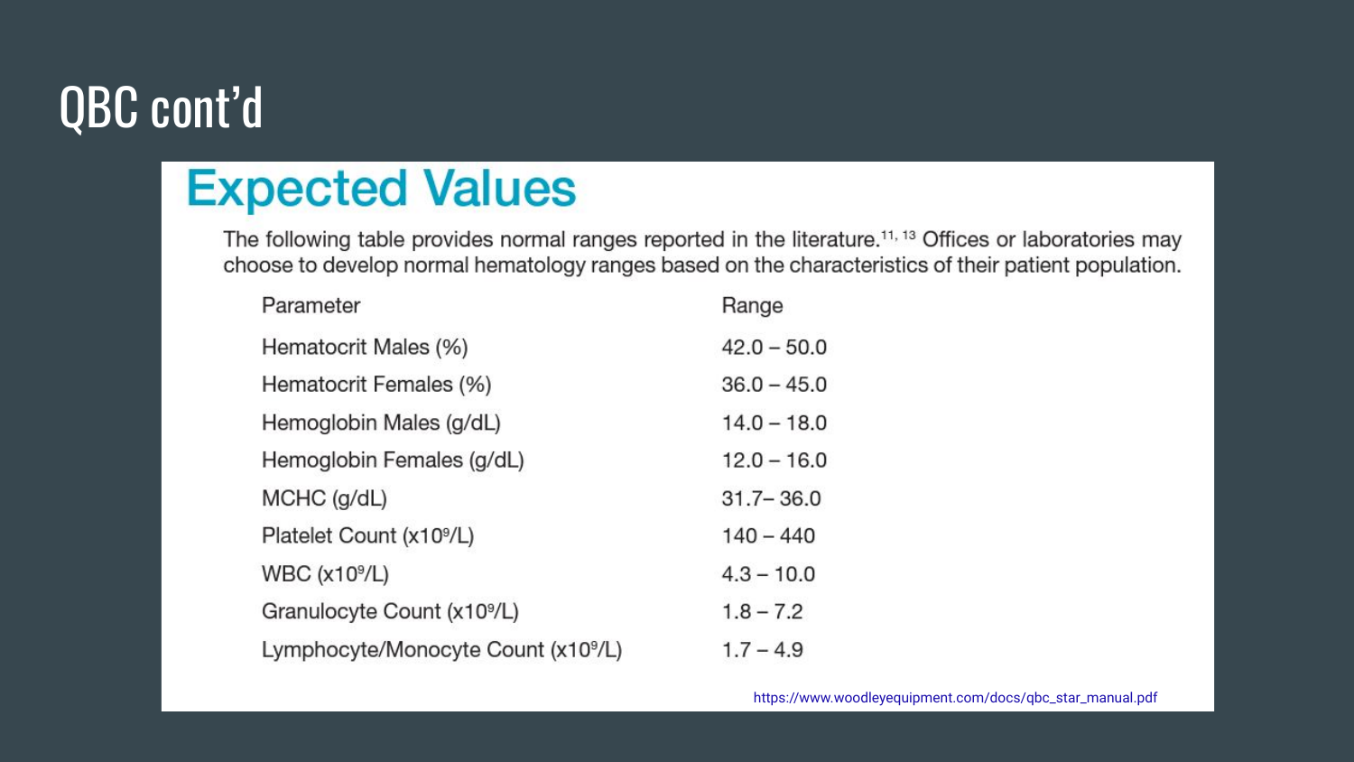# QBC cont'd

## Expected Values

The following table provides normal ranges reported in the literature.[11, 13] Offices or laboratories may choose to develop normal hematology ranges based on the characteristics of their patient population.

| Parameter | Range |
|---|---|
| Hematocrit Males (%) | 42.0 – 50.0 |
| Hematocrit Females (%) | 36.0 – 45.0 |
| Hemoglobin Males (g/dL) | 14.0 – 18.0 |
| Hemoglobin Females (g/dL) | 12.0 – 16.0 |
| MCHC (g/dL) | 31.7– 36.0 |
| Platelet Count ($x10^9/L$) | 140 – 440 |
| WBC ($x10^9/L$) | 4.3 – 10.0 |
| Granulocyte Count ($x10^9/L$) | 1.8 – 7.2 |
| Lymphocyte/Monocyte Count ($x10^9/L$) | 1.7 – 4.9 |

https://www.woodleyequipment.com/docs/qbc_star_manual.pdf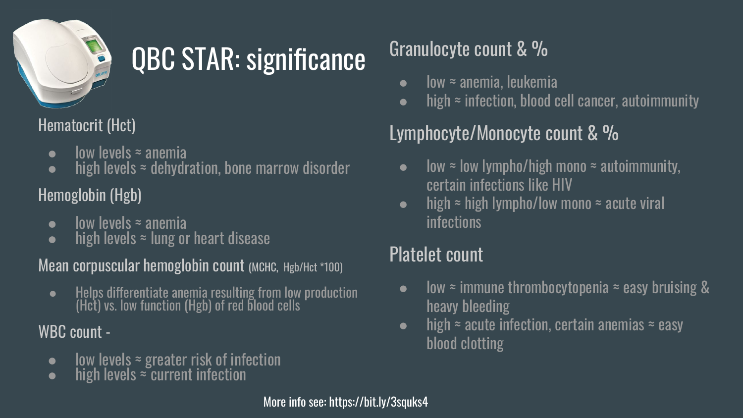# QBC STAR: significance

### Hematocrit (Hct)

- low levels ≈ anemia
- high levels ≈ dehydration, bone marrow disorder

### Hemoglobin (Hgb)

- low levels ≈ anemia
- high levels ≈ lung or heart disease

### Mean corpuscular hemoglobin count (MCHC, Hgb/Hct *100)

- Helps differentiate anemia resulting from low production (Hct) vs. low function (Hgb) of red blood cells

### WBC count -

- low levels ≈ greater risk of infection
- high levels ≈ current infection

## Granulocyte count & %

- low ≈ anemia, leukemia
- high ≈ infection, blood cell cancer, autoimmunity

## Lymphocyte/Monocyte count & %

- low ≈ low lympho/high mono ≈ autoimmunity, certain infections like HIV
- high ≈ high lympho/low mono ≈ acute viral infections

## Platelet count

- low ≈ immune thrombocytopenia ≈ easy bruising & heavy bleeding
- high ≈ acute infection, certain anemias ≈ easy blood clotting

More info see: https://bit.ly/3squks4